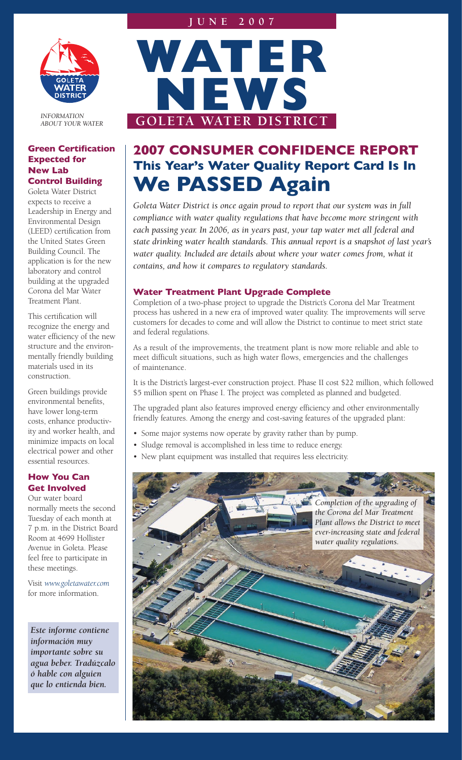# WATER NEWS

## GOLETA WATER DISTRICT

JUNE 2007

*INFORMATION ABOUT YOUR WATER*

# 2007 CONSUMER CONFIDENCE REPORT

## This Year's Water Quality Report Card Is In

# We PASSED Again

*Goleta Water District is once again proud to report that our system was in full compliance with water quality regulations that have become more stringent with each passing year. In 2006, as in years past, your tap water met all federal and state drinking water health standards. This annual report is a snapshot of last year's water quality. Included are details about where your water comes from, what it contains, and how it compares to regulatory standards.*

### Water Treatment Plant Upgrade Complete

Completion of a two-phase project to upgrade the District's Corona del Mar Treatment process has ushered in a new era of improved water quality. The improvements will serve customers for decades to come and will allow the District to continue to meet strict state and federal regulations.

As a result of the improvements, the treatment plant is now more reliable and able to meet difficult situations, such as high water flows, emergencies and the challenges of maintenance.

It is the District's largest-ever construction project. Phase II cost $22 million, which followed $5 million spent on Phase I. The project was completed as planned and budgeted.

The upgraded plant also features improved energy efficiency and other environmentally friendly features. Among the energy and cost-saving features of the upgraded plant:

- Some major systems now operate by gravity rather than by pump.
- Sludge removal is accomplished in less time to reduce energy.
- New plant equipment was installed that requires less electricity.

*Completion of the upgrading of the Corona del Mar Treatment Plant allows the District to meet ever-increasing state and federal water quality regulations.*

### Green Certification Expected for New Lab Control Building

Goleta Water District expects to receive a Leadership in Energy and Environmental Design (LEED) certification from the United States Green Building Council. The application is for the new laboratory and control building at the upgraded Corona del Mar Water Treatment Plant.

This certification will recognize the energy and water efficiency of the new structure and the environmentally friendly building materials used in its construction.

Green buildings provide environmental benefits, have lower long-term costs, enhance productivity and worker health, and minimize impacts on local electrical power and other essential resources.

### How You Can Get Involved

Our water board normally meets the second Tuesday of each month at 7 p.m. in the District Board Room at 4699 Hollister Avenue in Goleta. Please feel free to participate in these meetings.

Visit *www.goletawater.com* for more information.

***Este informe contiene información muy importante sobre su agua beber. Tradúzcalo ó hable con alguien que lo entienda bien.***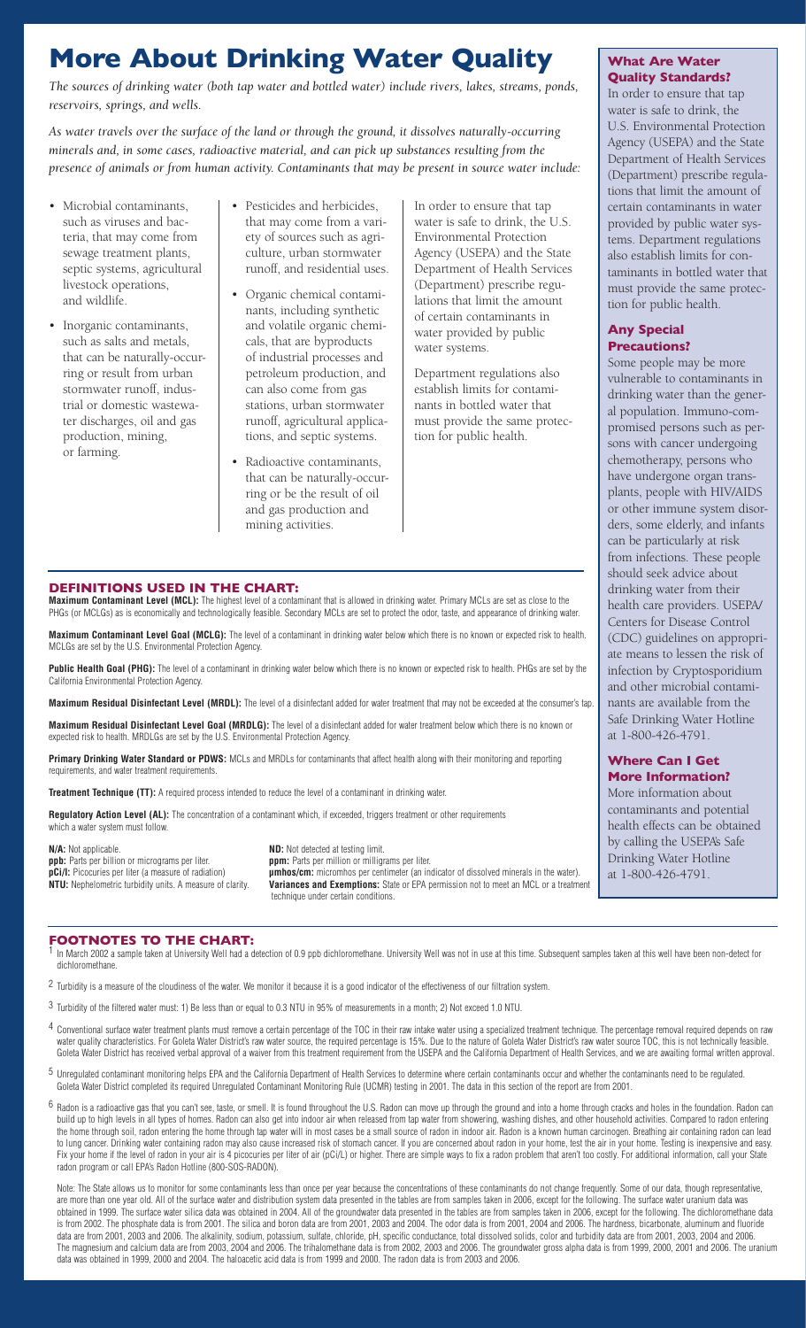# More About Drinking Water Quality

*The sources of drinking water (both tap water and bottled water) include rivers, lakes, streams, ponds, reservoirs, springs, and wells.*

*As water travels over the surface of the land or through the ground, it dissolves naturally-occurring minerals and, in some cases, radioactive material, and can pick up substances resulting from the presence of animals or from human activity. Contaminants that may be present in source water include:*

- Microbial contaminants, such as viruses and bacteria, that may come from sewage treatment plants, septic systems, agricultural livestock operations, and wildlife.
- Inorganic contaminants, such as salts and metals, that can be naturally-occurring or result from urban stormwater runoff, industrial or domestic wastewater discharges, oil and gas production, mining, or farming.
- Pesticides and herbicides, that may come from a variety of sources such as agriculture, urban stormwater runoff, and residential uses.
- Organic chemical contaminants, including synthetic and volatile organic chemicals, that are byproducts of industrial processes and petroleum production, and can also come from gas stations, urban stormwater runoff, agricultural applications, and septic systems.
- Radioactive contaminants, that can be naturally-occurring or be the result of oil and gas production and mining activities.

In order to ensure that tap water is safe to drink, the U.S. Environmental Protection Agency (USEPA) and the State Department of Health Services (Department) prescribe regulations that limit the amount of certain contaminants in water provided by public water systems.

Department regulations also establish limits for contaminants in bottled water that must provide the same protection for public health.

### What Are Water Quality Standards?

In order to ensure that tap water is safe to drink, the U.S. Environmental Protection Agency (USEPA) and the State Department of Health Services (Department) prescribe regulations that limit the amount of certain contaminants in water provided by public water systems. Department regulations also establish limits for contaminants in bottled water that must provide the same protection for public health.

### Any Special Precautions?

Some people may be more vulnerable to contaminants in drinking water than the general population. Immuno-compromised persons such as persons with cancer undergoing chemotherapy, persons who have undergone organ transplants, people with HIV/AIDS or other immune system disorders, some elderly, and infants can be particularly at risk from infections. These people should seek advice about drinking water from their health care providers. USEPA/Centers for Disease Control (CDC) guidelines on appropriate means to lessen the risk of infection by Cryptosporidium and other microbial contaminants are available from the Safe Drinking Water Hotline at 1-800-426-4791.

### Where Can I Get More Information?

More information about contaminants and potential health effects can be obtained by calling the USEPA's Safe Drinking Water Hotline at 1-800-426-4791.

## DEFINITIONS USED IN THE CHART:

**Maximum Contaminant Level (MCL):** The highest level of a contaminant that is allowed in drinking water. Primary MCLs are set as close to the PHGs (or MCLGs) as is economically and technologically feasible. Secondary MCLs are set to protect the odor, taste, and appearance of drinking water.

**Maximum Contaminant Level Goal (MCLG):** The level of a contaminant in drinking water below which there is no known or expected risk to health. MCLGs are set by the U.S. Environmental Protection Agency.

**Public Health Goal (PHG):** The level of a contaminant in drinking water below which there is no known or expected risk to health. PHGs are set by the California Environmental Protection Agency.

**Maximum Residual Disinfectant Level (MRDL):** The level of a disinfectant added for water treatment that may not be exceeded at the consumer's tap.

**Maximum Residual Disinfectant Level Goal (MRDLG):** The level of a disinfectant added for water treatment below which there is no known or expected risk to health. MRDLGs are set by the U.S. Environmental Protection Agency.

**Primary Drinking Water Standard or PDWS:** MCLs and MRDLs for contaminants that affect health along with their monitoring and reporting requirements, and water treatment requirements.

**Treatment Technique (TT):** A required process intended to reduce the level of a contaminant in drinking water.

**Regulatory Action Level (AL):** The concentration of a contaminant which, if exceeded, triggers treatment or other requirements which a water system must follow.

**N/A:** Not applicable.
**ppb:** Parts per billion or micrograms per liter.
**pCi/l:** Picocuries per liter (a measure of radiation)
**NTU:** Nephelometric turbidity units. A measure of clarity.
**ND:** Not detected at testing limit.
**ppm:** Parts per million or milligrams per liter.
**µmhos/cm:** micromhos per centimeter (an indicator of dissolved minerals in the water).
**Variances and Exemptions:** State or EPA permission not to meet an MCL or a treatment technique under certain conditions.

## FOOTNOTES TO THE CHART:

[1] In March 2002 a sample taken at University Well had a detection of 0.9 ppb dichloromethane. University Well was not in use at this time. Subsequent samples taken at this well have been non-detect for dichloromethane.

[2] Turbidity is a measure of the cloudiness of the water. We monitor it because it is a good indicator of the effectiveness of our filtration system.

[3] Turbidity of the filtered water must: 1) Be less than or equal to 0.3 NTU in 95% of measurements in a month; 2) Not exceed 1.0 NTU.

[4] Conventional surface water treatment plants must remove a certain percentage of the TOC in their raw intake water using a specialized treatment technique. The percentage removal required depends on raw water quality characteristics. For Goleta Water District's raw water source, the required percentage is 15%. Due to the nature of Goleta Water District's raw water source TOC, this is not technically feasible. Goleta Water District has received verbal approval of a waiver from this treatment requirement from the USEPA and the California Department of Health Services, and we are awaiting formal written approval.

[5] Unregulated contaminant monitoring helps EPA and the California Department of Health Services to determine where certain contaminants occur and whether the contaminants need to be regulated. Goleta Water District completed its required Unregulated Contaminant Monitoring Rule (UCMR) testing in 2001. The data in this section of the report are from 2001.

[6] Radon is a radioactive gas that you can't see, taste, or smell. It is found throughout the U.S. Radon can move up through the ground and into a home through cracks and holes in the foundation. Radon can build up to high levels in all types of homes. Radon can also get into indoor air when released from tap water from showering, washing dishes, and other household activities. Compared to radon entering the home through soil, radon entering the home through tap water will in most cases be a small source of radon in indoor air. Radon is a known human carcinogen. Breathing air containing radon can lead to lung cancer. Drinking water containing radon may also cause increased risk of stomach cancer. If you are concerned about radon in your home, test the air in your home. Testing is inexpensive and easy. Fix your home if the level of radon in your air is 4 picocuries per liter of air (pCi/L) or higher. There are simple ways to fix a radon problem that aren't too costly. For additional information, call your State radon program or call EPA's Radon Hotline (800-SOS-RADON).

Note: The State allows us to monitor for some contaminants less than once per year because the concentrations of these contaminants do not change frequently. Some of our data, though representative, are more than one year old. All of the surface water and distribution system data presented in the tables are from samples taken in 2006, except for the following. The surface water uranium data was obtained in 1999. The surface water silica data was obtained in 2004. All of the groundwater data presented in the tables are from samples taken in 2006, except for the following. The dichloromethane data is from 2002. The phosphate data is from 2001. The silica and boron data are from 2001, 2003 and 2004. The odor data is from 2001, 2004 and 2006. The hardness, bicarbonate, aluminum and fluoride data are from 2001, 2003 and 2006. The alkalinity, sodium, potassium, sulfate, chloride, pH, specific conductance, total dissolved solids, color and turbidity data are from 2001, 2003, 2004 and 2006. The magnesium and calcium data are from 2003, 2004 and 2006. The trihalomethane data is from 2002, 2003 and 2006. The groundwater gross alpha data is from 1999, 2000, 2001 and 2006. The uranium data was obtained in 1999, 2000 and 2004. The haloacetic acid data is from 1999 and 2000. The radon data is from 2003 and 2006.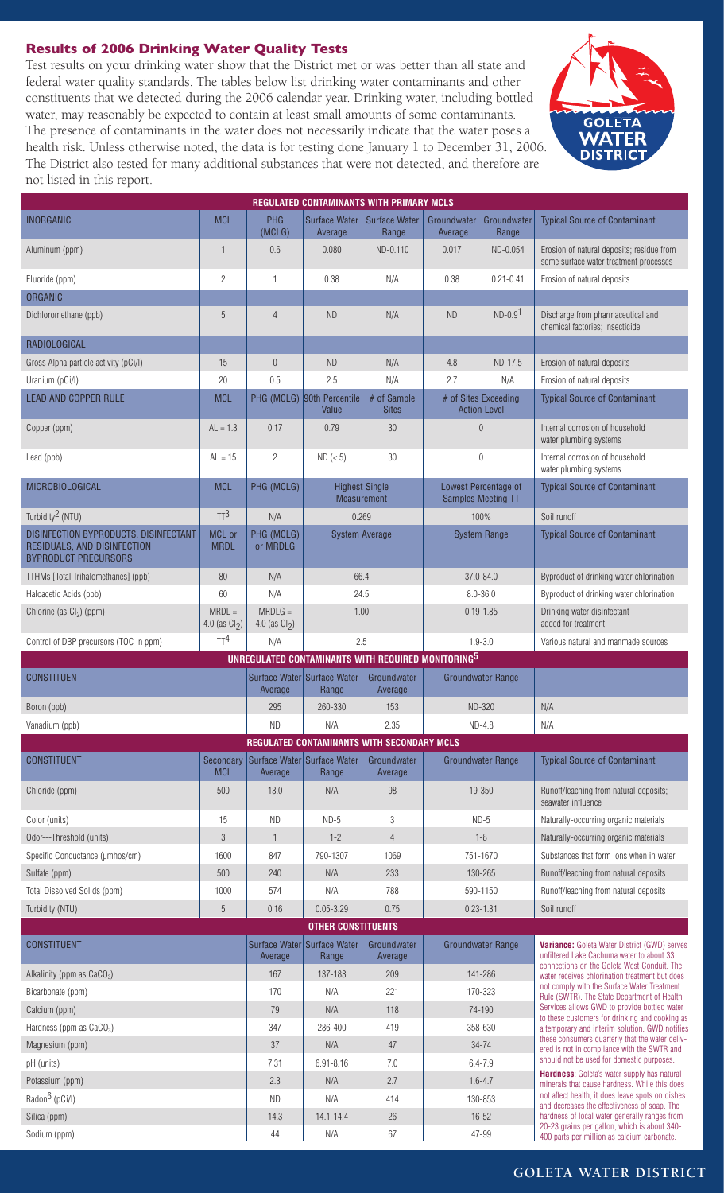## Results of 2006 Drinking Water Quality Tests

Test results on your drinking water show that the District met or was better than all state and federal water quality standards. The tables below list drinking water contaminants and other constituents that we detected during the 2006 calendar year. Drinking water, including bottled water, may reasonably be expected to contain at least small amounts of some contaminants. The presence of contaminants in the water does not necessarily indicate that the water poses a health risk. Unless otherwise noted, the data is for testing done January 1 to December 31, 2006. The District also tested for many additional substances that were not detected, and therefore are not listed in this report.

### REGULATED CONTAMINANTS WITH PRIMARY MCLS

| INORGANIC | MCL | PHG (MCLG) | Surface Water Average | Surface Water Range | Groundwater Average | Groundwater Range | Typical Source of Contaminant |
|---|---|---|---|---|---|---|---|
| Aluminum (ppm) | 1 | 0.6 | 0.080 | ND-0.110 | 0.017 | ND-0.054 | Erosion of natural deposits; residue from some surface water treatment processes |
| Fluoride (ppm) | 2 | 1 | 0.38 | N/A | 0.38 | 0.21-0.41 | Erosion of natural deposits |
| **ORGANIC** | | | | | | | |
| Dichloromethane (ppb) | 5 | 4 | ND | N/A | ND | ND-0.9[1] | Discharge from pharmaceutical and chemical factories; insecticide |
| **RADIOLOGICAL** | | | | | | | |
| Gross Alpha particle activity (pCi/l) | 15 | 0 | ND | N/A | 4.8 | ND-17.5 | Erosion of natural deposits |
| Uranium (pCi/l) | 20 | 0.5 | 2.5 | N/A | 2.7 | N/A | Erosion of natural deposits |

| LEAD AND COPPER RULE | MCL | PHG (MCLG) | 90th Percentile Value | # of Sample Sites | # of Sites Exceeding Action Level | Typical Source of Contaminant |
|---|---|---|---|---|---|---|
| Copper (ppm) | AL = 1.3 | 0.17 | 0.79 | 30 | 0 | Internal corrosion of household water plumbing systems |
| Lead (ppb) | AL = 15 | 2 | ND (< 5) | 30 | 0 | Internal corrosion of household water plumbing systems |

| MICROBIOLOGICAL | MCL | PHG (MCLG) | Highest Single Measurement | Lowest Percentage of Samples Meeting TT | Typical Source of Contaminant |
|---|---|---|---|---|---|
| Turbidity[2] (NTU) | TT[3] | N/A | 0.269 | 100% | Soil runoff |

| DISINFECTION BYPRODUCTS, DISINFECTANT RESIDUALS, AND DISINFECTION BYPRODUCT PRECURSORS | MCL or MRDL | PHG (MCLG) or MRDLG | System Average | System Range | Typical Source of Contaminant |
|---|---|---|---|---|---|
| TTHMs [Total Trihalomethanes] (ppb) | 80 | N/A | 66.4 | 37.0-84.0 | Byproduct of drinking water chlorination |
| Haloacetic Acids (ppb) | 60 | N/A | 24.5 | 8.0-36.0 | Byproduct of drinking water chlorination |
| Chlorine (as $Cl_2$) (ppm) | MRDL = 4.0 (as $Cl_2$) | MRDLG = 4.0 (as $Cl_2$) | 1.00 | 0.19-1.85 | Drinking water disinfectant added for treatment |
| Control of DBP precursors (TOC in ppm) | TT[4] | N/A | 2.5 | 1.9-3.0 | Various natural and manmade sources |

### UNREGULATED CONTAMINANTS WITH REQUIRED MONITORING[5]

| CONSTITUENT | Surface Water Average | Surface Water Range | Groundwater Average | Groundwater Range | |
|---|---|---|---|---|---|
| Boron (ppb) | 295 | 260-330 | 153 | ND-320 | N/A |
| Vanadium (ppb) | ND | N/A | 2.35 | ND-4.8 | N/A |

### REGULATED CONTAMINANTS WITH SECONDARY MCLS

| CONSTITUENT | Secondary MCL | Surface Water Average | Surface Water Range | Groundwater Average | Groundwater Range | Typical Source of Contaminant |
|---|---|---|---|---|---|---|
| Chloride (ppm) | 500 | 13.0 | N/A | 98 | 19-350 | Runoff/leaching from natural deposits; seawater influence |
| Color (units) | 15 | ND | ND-5 | 3 | ND-5 | Naturally-occurring organic materials |
| Odor---Threshold (units) | 3 | 1 | 1-2 | 4 | 1-8 | Naturally-occurring organic materials |
| Specific Conductance (μmhos/cm) | 1600 | 847 | 790-1307 | 1069 | 751-1670 | Substances that form ions when in water |
| Sulfate (ppm) | 500 | 240 | N/A | 233 | 130-265 | Runoff/leaching from natural deposits |
| Total Dissolved Solids (ppm) | 1000 | 574 | N/A | 788 | 590-1150 | Runoff/leaching from natural deposits |
| Turbidity (NTU) | 5 | 0.16 | 0.05-3.29 | 0.75 | 0.23-1.31 | Soil runoff |

### OTHER CONSTITUENTS

| CONSTITUENT | Surface Water Average | Surface Water Range | Groundwater Average | Groundwater Range |
|---|---|---|---|---|
| Alkalinity (ppm as $CaCO_3$) | 167 | 137-183 | 209 | 141-286 |
| Bicarbonate (ppm) | 170 | N/A | 221 | 170-323 |
| Calcium (ppm) | 79 | N/A | 118 | 74-190 |
| Hardness (ppm as $CaCO_3$) | 347 | 286-400 | 419 | 358-630 |
| Magnesium (ppm) | 37 | N/A | 47 | 34-74 |
| pH (units) | 7.31 | 6.91-8.16 | 7.0 | 6.4-7.9 |
| Potassium (ppm) | 2.3 | N/A | 2.7 | 1.6-4.7 |
| Radon[6] (pCi/l) | ND | N/A | 414 | 130-853 |
| Silica (ppm) | 14.3 | 14.1-14.4 | 26 | 16-52 |
| Sodium (ppm) | 44 | N/A | 67 | 47-99 |

**Variance:** Goleta Water District (GWD) serves unfiltered Lake Cachuma water to about 33 connections on the Goleta West Conduit. The water receives chlorination treatment but does not comply with the Surface Water Treatment Rule (SWTR). The State Department of Health Services allows GWD to provide bottled water to these customers for drinking and cooking as a temporary and interim solution. GWD notifies these consumers quarterly that the water delivered is not in compliance with the SWTR and should not be used for domestic purposes.

**Hardness**: Goleta's water supply has natural minerals that cause hardness. While this does not affect health, it does leave spots on dishes and decreases the effectiveness of soap. The hardness of local water generally ranges from 20-23 grains per gallon, which is about 340-400 parts per million as calcium carbonate.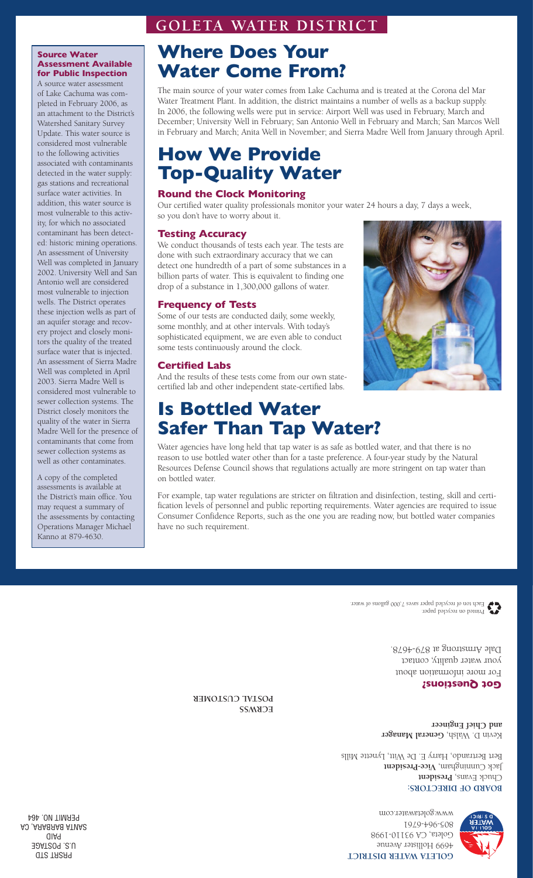# GOLETA WATER DISTRICT

### Source Water Assessment Available for Public Inspection

A source water assessment of Lake Cachuma was completed in February 2006, as an attachment to the District's Watershed Sanitary Survey Update. This water source is considered most vulnerable to the following activities associated with contaminants detected in the water supply: gas stations and recreational surface water activities. In addition, this water source is most vulnerable to this activity, for which no associated contaminant has been detected: historic mining operations. An assessment of University Well was completed in January 2002. University Well and San Antonio well are considered most vulnerable to injection wells. The District operates these injection wells as part of an aquifer storage and recovery project and closely monitors the quality of the treated surface water that is injected. An assessment of Sierra Madre Well was completed in April 2003. Sierra Madre Well is considered most vulnerable to sewer collection systems. The District closely monitors the quality of the water in Sierra Madre Well for the presence of contaminants that come from sewer collection systems as well as other contaminates.

A copy of the completed assessments is available at the District's main office. You may request a summary of the assessments by contacting Operations Manager Michael Kanno at 879-4630.

## Where Does Your Water Come From?

The main source of your water comes from Lake Cachuma and is treated at the Corona del Mar Water Treatment Plant. In addition, the district maintains a number of wells as a backup supply. In 2006, the following wells were put in service: Airport Well was used in February, March and December; University Well in February; San Antonio Well in February and March; San Marcos Well in February and March; Anita Well in November; and Sierra Madre Well from January through April.

## How We Provide Top-Quality Water

### Round the Clock Monitoring

Our certified water quality professionals monitor your water 24 hours a day, 7 days a week, so you don't have to worry about it.

### Testing Accuracy

We conduct thousands of tests each year. The tests are done with such extraordinary accuracy that we can detect one hundredth of a part of some substances in a billion parts of water. This is equivalent to finding one drop of a substance in 1,300,000 gallons of water.

### Frequency of Tests

Some of our tests are conducted daily, some weekly, some monthly, and at other intervals. With today's sophisticated equipment, we are even able to conduct some tests continuously around the clock.

### Certified Labs

And the results of these tests come from our own state-certified lab and other independent state-certified labs.

## Is Bottled Water Safer Than Tap Water?

Water agencies have long held that tap water is as safe as bottled water, and that there is no reason to use bottled water other than for a taste preference. A four-year study by the Natural Resources Defense Council shows that regulations actually are more stringent on tap water than on bottled water.

For example, tap water regulations are stricter on filtration and disinfection, testing, skill and certification levels of personnel and public reporting requirements. Water agencies are required to issue Consumer Confidence Reports, such as the one you are reading now, but bottled water companies have no such requirement.

**GOLETA WATER DISTRICT**
4699 Hollister Avenue
Goleta, CA 93110-1998
805-964-6761
www.goletawater.com

**BOARD OF DIRECTORS:**
Chuck Evans, **President**
Jack Cunningham, **Vice-President**
Bert Bertrando, Harry E. De Witt, Lynette Mills

Kevin D. Walsh, **General Manager and Chief Engineer**

### Got Questions?

For more information about your water quality, contact Dale Armstrong at 879-4678.

Printed on recycled paper.
Each ton of recycled paper saves 7,000 gallons of water.

ECRWSS
POSTAL CUSTOMER

PRSRT STD
U.S. POSTAGE
PAID
SANTA BARBARA, CA
PERMIT NO. 464